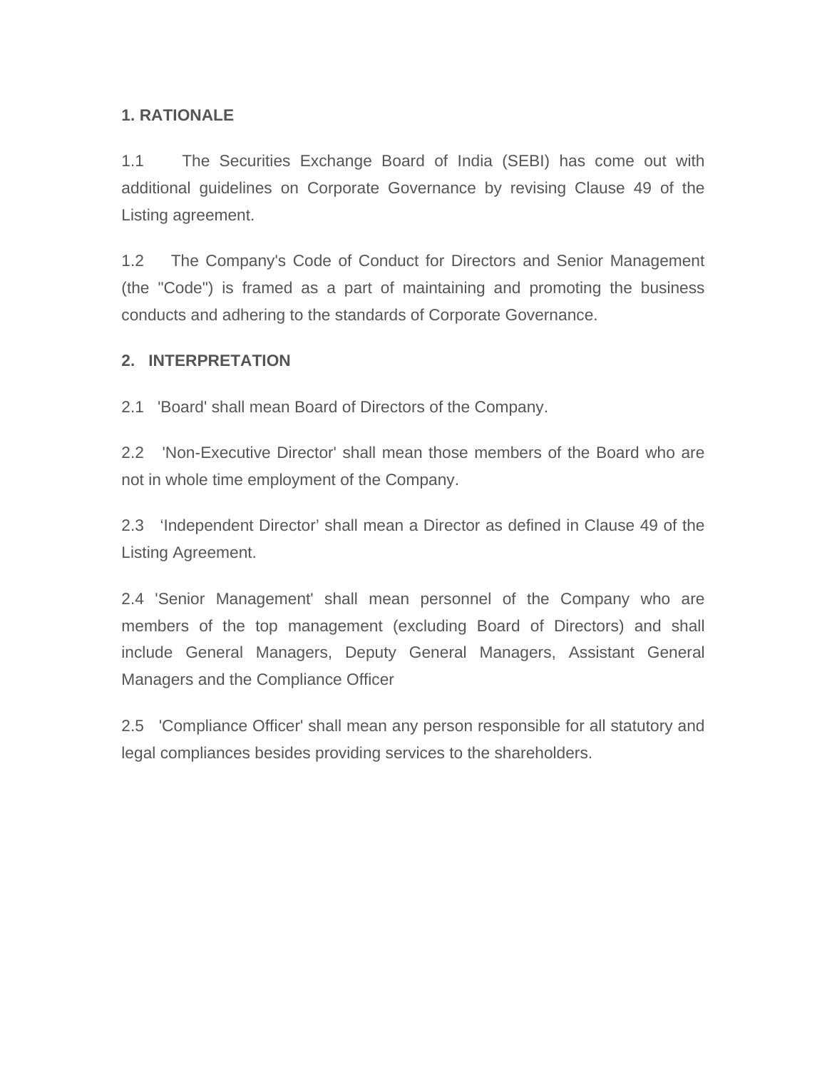## 1. RATIONALE

1.1 The Securities Exchange Board of India (SEBI) has come out with additional guidelines on Corporate Governance by revising Clause 49 of the Listing agreement.

1.2 The Company's Code of Conduct for Directors and Senior Management (the "Code") is framed as a part of maintaining and promoting the business conducts and adhering to the standards of Corporate Governance.

## 2. INTERPRETATION

2.1 'Board' shall mean Board of Directors of the Company.

2.2 'Non-Executive Director' shall mean those members of the Board who are not in whole time employment of the Company.

2.3 'Independent Director' shall mean a Director as defined in Clause 49 of the Listing Agreement.

2.4 'Senior Management' shall mean personnel of the Company who are members of the top management (excluding Board of Directors) and shall include General Managers, Deputy General Managers, Assistant General Managers and the Compliance Officer

2.5 'Compliance Officer' shall mean any person responsible for all statutory and legal compliances besides providing services to the shareholders.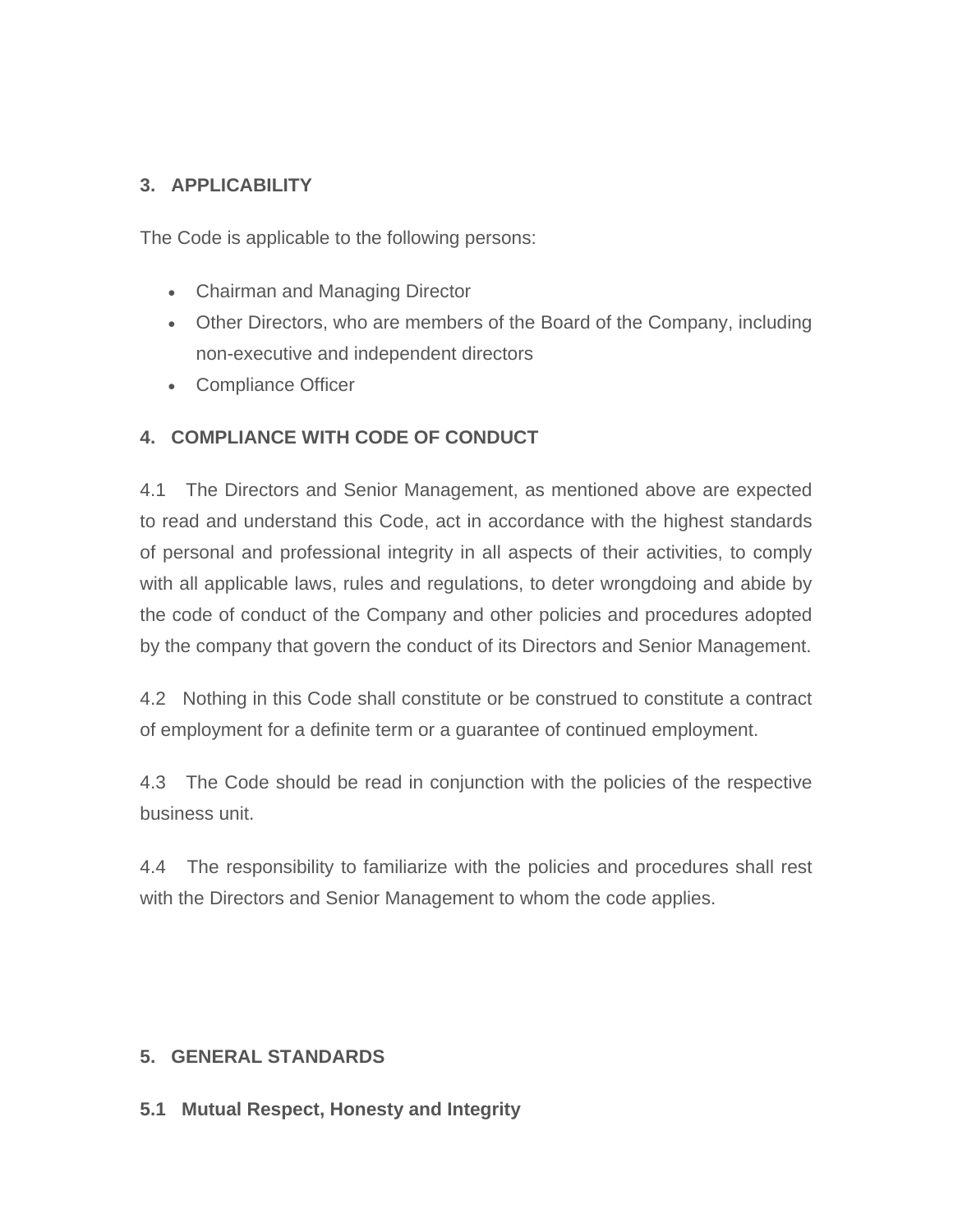## 3. APPLICABILITY

The Code is applicable to the following persons:

- Chairman and Managing Director
- Other Directors, who are members of the Board of the Company, including non-executive and independent directors
- Compliance Officer

## 4. COMPLIANCE WITH CODE OF CONDUCT

4.1 The Directors and Senior Management, as mentioned above are expected to read and understand this Code, act in accordance with the highest standards of personal and professional integrity in all aspects of their activities, to comply with all applicable laws, rules and regulations, to deter wrongdoing and abide by the code of conduct of the Company and other policies and procedures adopted by the company that govern the conduct of its Directors and Senior Management.

4.2 Nothing in this Code shall constitute or be construed to constitute a contract of employment for a definite term or a guarantee of continued employment.

4.3 The Code should be read in conjunction with the policies of the respective business unit.

4.4 The responsibility to familiarize with the policies and procedures shall rest with the Directors and Senior Management to whom the code applies.

## 5. GENERAL STANDARDS

### 5.1 Mutual Respect, Honesty and Integrity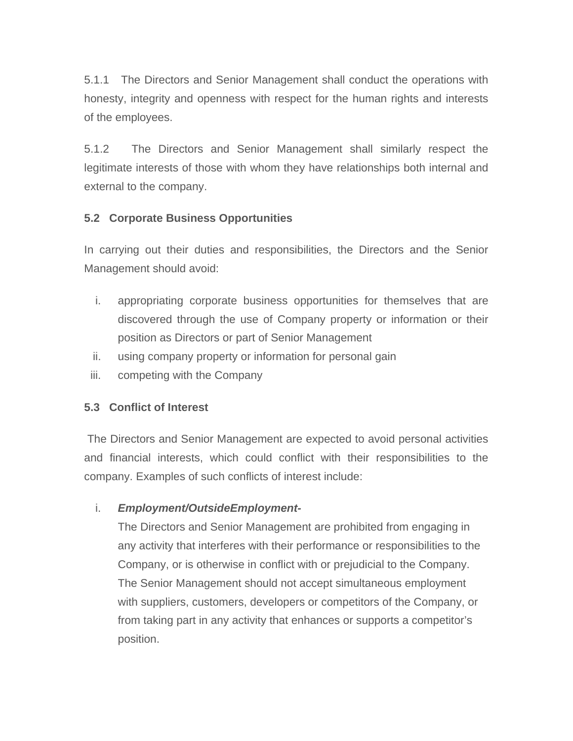5.1.1 The Directors and Senior Management shall conduct the operations with honesty, integrity and openness with respect for the human rights and interests of the employees.

5.1.2 The Directors and Senior Management shall similarly respect the legitimate interests of those with whom they have relationships both internal and external to the company.

**5.2 Corporate Business Opportunities**

In carrying out their duties and responsibilities, the Directors and the Senior Management should avoid:

i. appropriating corporate business opportunities for themselves that are discovered through the use of Company property or information or their position as Directors or part of Senior Management
ii. using company property or information for personal gain
iii. competing with the Company

**5.3 Conflict of Interest**

The Directors and Senior Management are expected to avoid personal activities and financial interests, which could conflict with their responsibilities to the company. Examples of such conflicts of interest include:

i. ***Employment/OutsideEmployment-***
   The Directors and Senior Management are prohibited from engaging in any activity that interferes with their performance or responsibilities to the Company, or is otherwise in conflict with or prejudicial to the Company. The Senior Management should not accept simultaneous employment with suppliers, customers, developers or competitors of the Company, or from taking part in any activity that enhances or supports a competitor's position.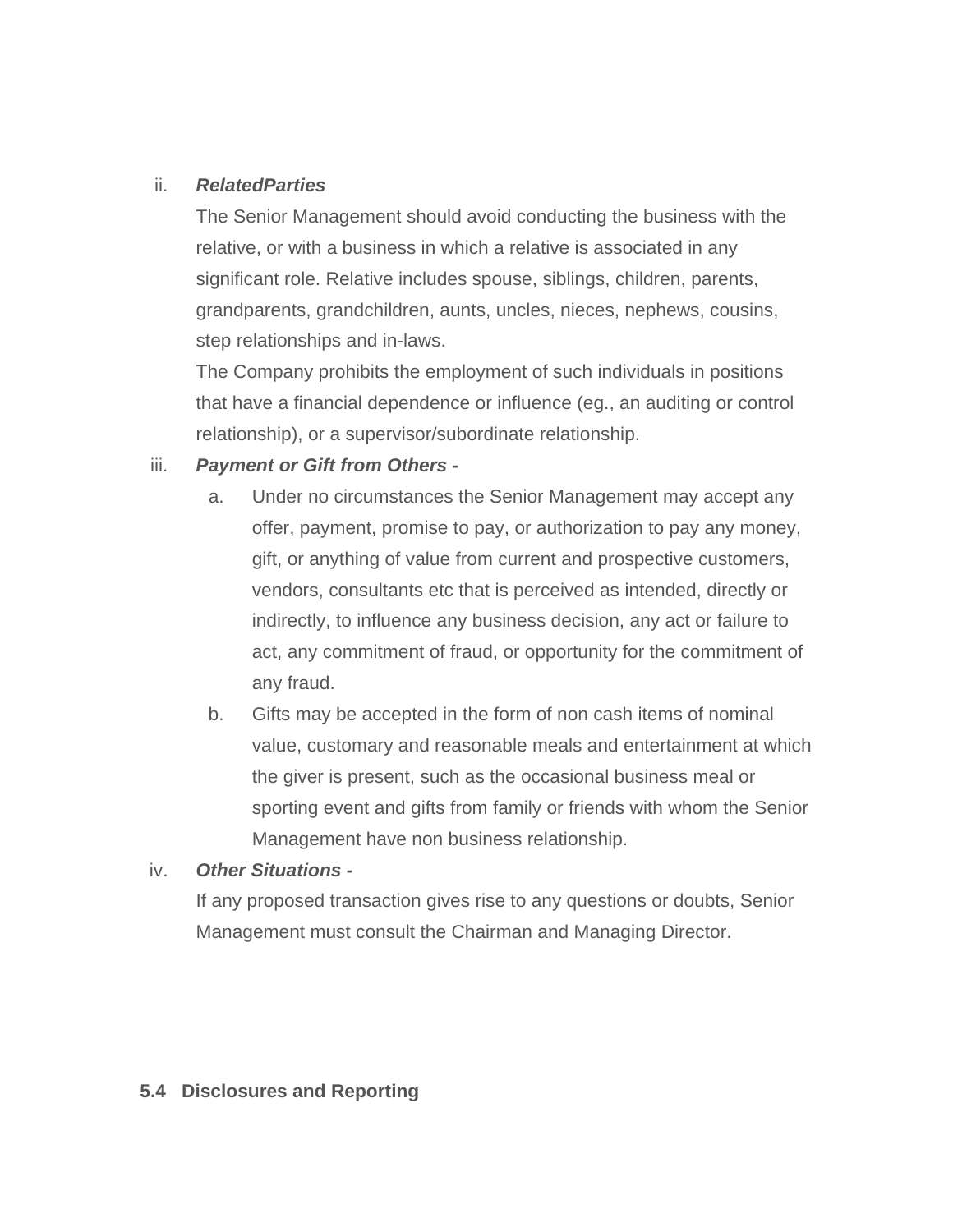ii. ***RelatedParties***

The Senior Management should avoid conducting the business with the relative, or with a business in which a relative is associated in any significant role. Relative includes spouse, siblings, children, parents, grandparents, grandchildren, aunts, uncles, nieces, nephews, cousins, step relationships and in-laws.

The Company prohibits the employment of such individuals in positions that have a financial dependence or influence (eg., an auditing or control relationship), or a supervisor/subordinate relationship.

iii. ***Payment or Gift from Others -***

a. Under no circumstances the Senior Management may accept any offer, payment, promise to pay, or authorization to pay any money, gift, or anything of value from current and prospective customers, vendors, consultants etc that is perceived as intended, directly or indirectly, to influence any business decision, any act or failure to act, any commitment of fraud, or opportunity for the commitment of any fraud.

b. Gifts may be accepted in the form of non cash items of nominal value, customary and reasonable meals and entertainment at which the giver is present, such as the occasional business meal or sporting event and gifts from family or friends with whom the Senior Management have non business relationship.

iv. ***Other Situations -***

If any proposed transaction gives rise to any questions or doubts, Senior Management must consult the Chairman and Managing Director.

**5.4 Disclosures and Reporting**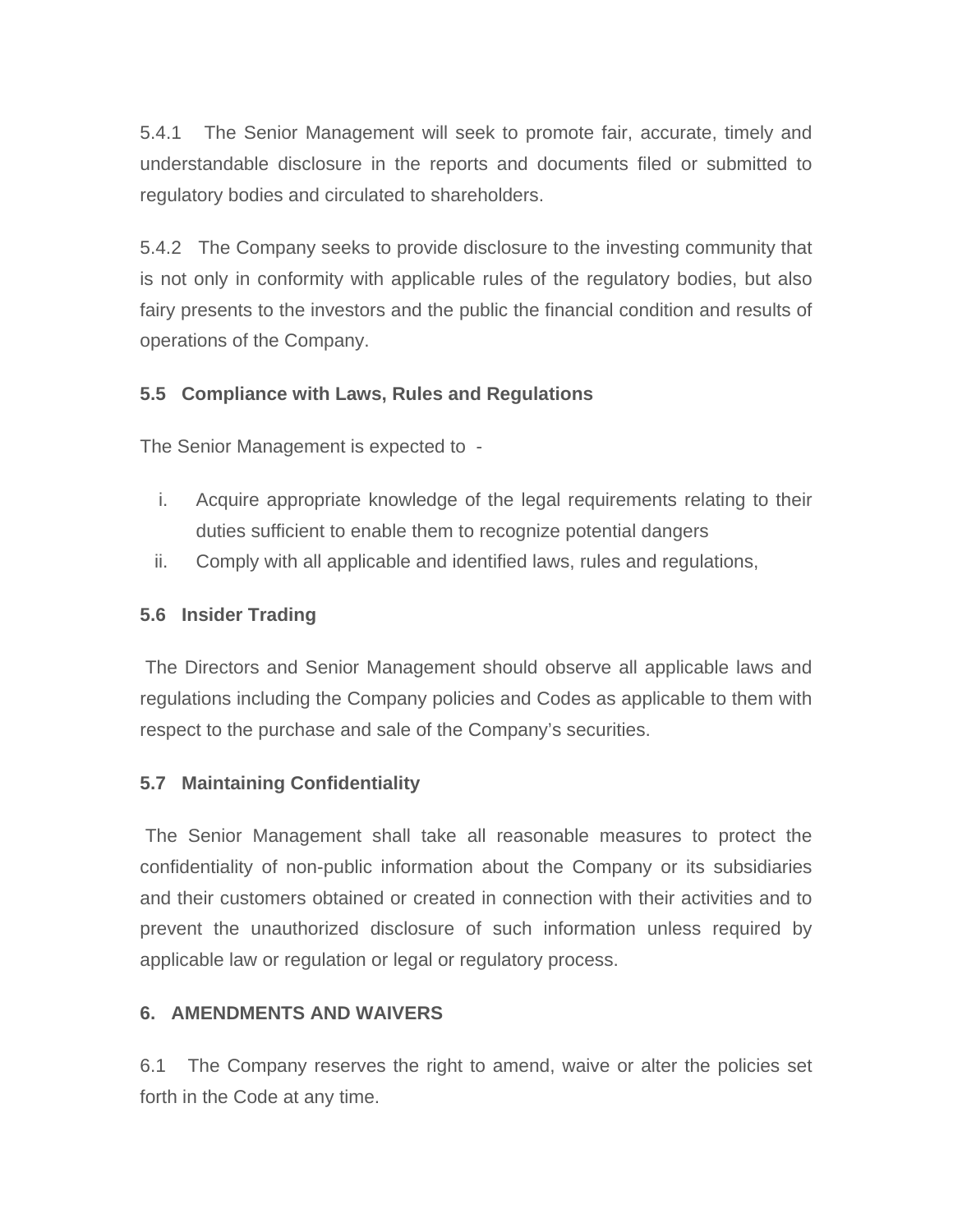5.4.1 The Senior Management will seek to promote fair, accurate, timely and understandable disclosure in the reports and documents filed or submitted to regulatory bodies and circulated to shareholders.

5.4.2 The Company seeks to provide disclosure to the investing community that is not only in conformity with applicable rules of the regulatory bodies, but also fairy presents to the investors and the public the financial condition and results of operations of the Company.

**5.5 Compliance with Laws, Rules and Regulations**

The Senior Management is expected to -

i. Acquire appropriate knowledge of the legal requirements relating to their duties sufficient to enable them to recognize potential dangers
ii. Comply with all applicable and identified laws, rules and regulations,

**5.6 Insider Trading**

The Directors and Senior Management should observe all applicable laws and regulations including the Company policies and Codes as applicable to them with respect to the purchase and sale of the Company's securities.

**5.7 Maintaining Confidentiality**

The Senior Management shall take all reasonable measures to protect the confidentiality of non-public information about the Company or its subsidiaries and their customers obtained or created in connection with their activities and to prevent the unauthorized disclosure of such information unless required by applicable law or regulation or legal or regulatory process.

**6. AMENDMENTS AND WAIVERS**

6.1 The Company reserves the right to amend, waive or alter the policies set forth in the Code at any time.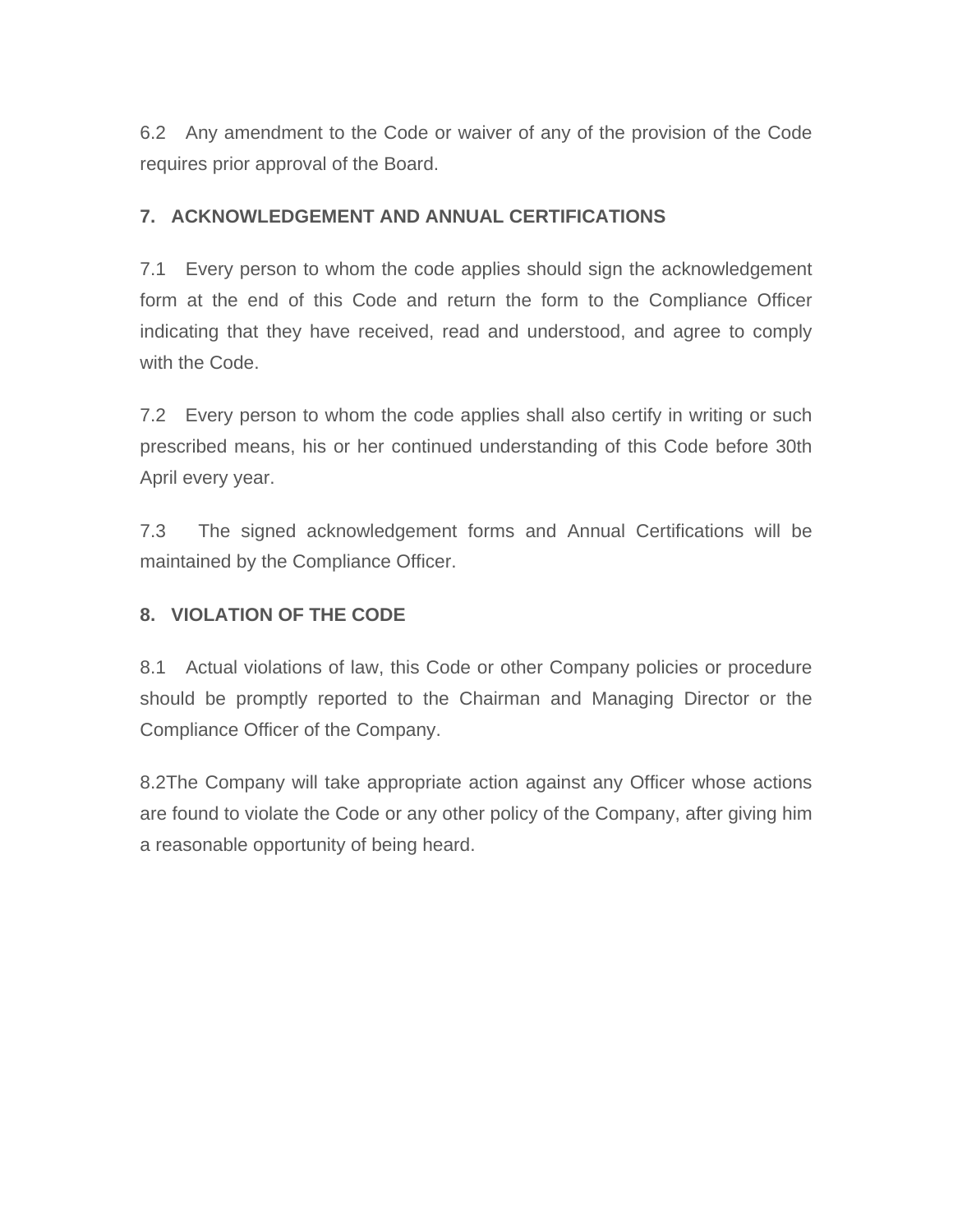6.2 Any amendment to the Code or waiver of any of the provision of the Code requires prior approval of the Board.

## 7. ACKNOWLEDGEMENT AND ANNUAL CERTIFICATIONS

7.1 Every person to whom the code applies should sign the acknowledgement form at the end of this Code and return the form to the Compliance Officer indicating that they have received, read and understood, and agree to comply with the Code.

7.2 Every person to whom the code applies shall also certify in writing or such prescribed means, his or her continued understanding of this Code before 30th April every year.

7.3 The signed acknowledgement forms and Annual Certifications will be maintained by the Compliance Officer.

## 8. VIOLATION OF THE CODE

8.1 Actual violations of law, this Code or other Company policies or procedure should be promptly reported to the Chairman and Managing Director or the Compliance Officer of the Company.

8.2The Company will take appropriate action against any Officer whose actions are found to violate the Code or any other policy of the Company, after giving him a reasonable opportunity of being heard.